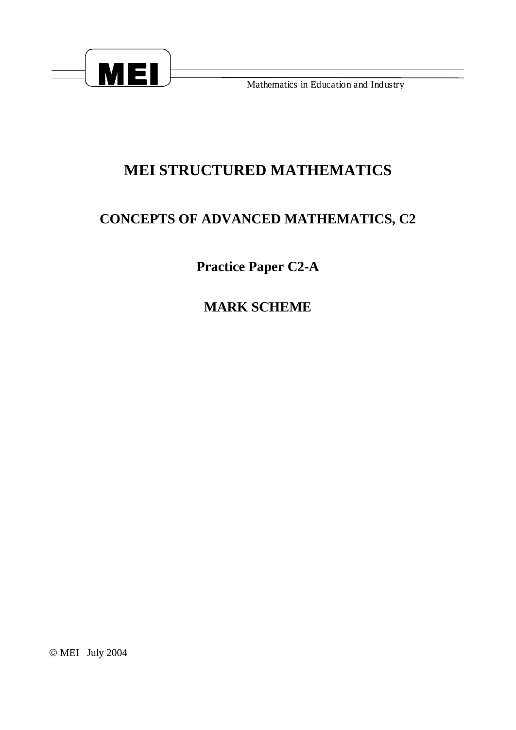**MEI**

Mathematics in Education and Industry

# MEI STRUCTURED MATHEMATICS

## CONCEPTS OF ADVANCED MATHEMATICS, C2

## Practice Paper C2-A

## MARK SCHEME

© MEI July 2004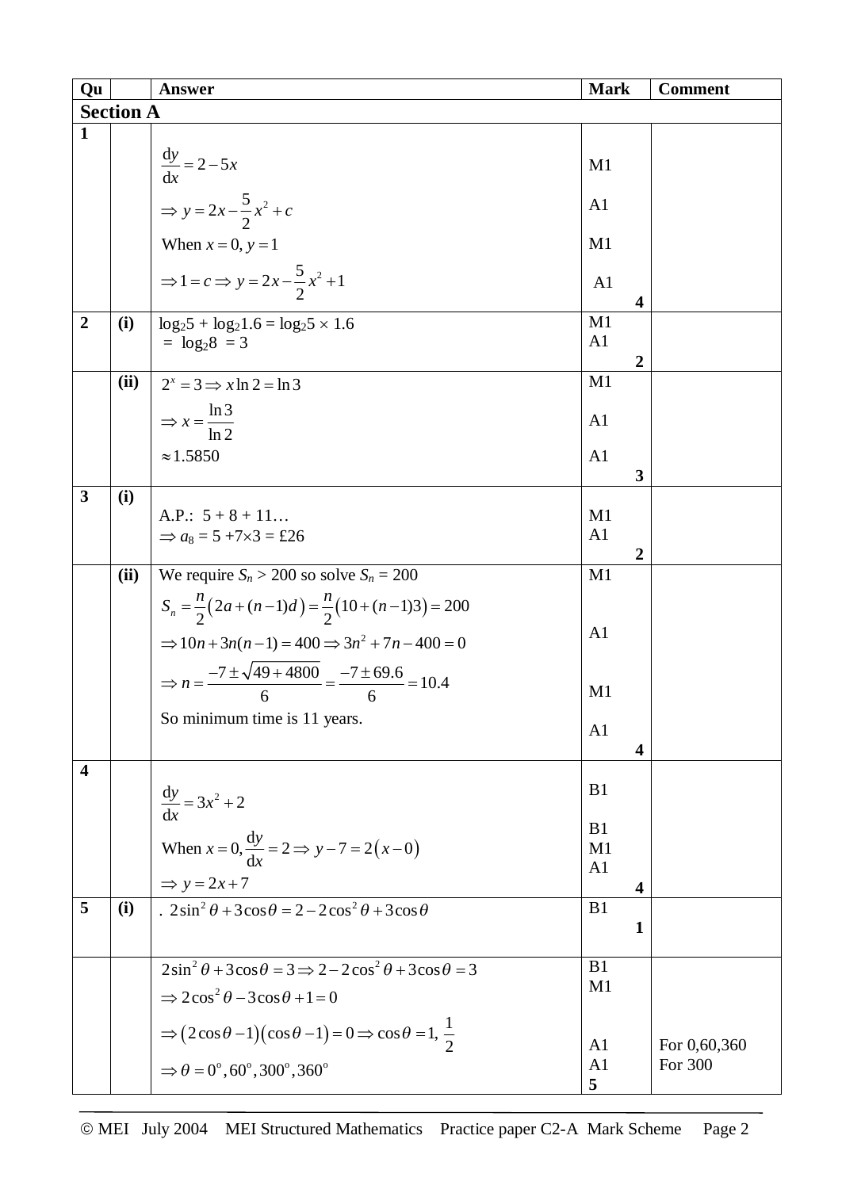| Qu | | Answer | Mark | Comment |
|---|---|---|---|---|
| **Section A** | | | | |
| **1** | | $\frac{dy}{dx} = 2 - 5x$ | M1 | |
| | | $\Rightarrow y = 2x - \frac{5}{2}x^2 + c$ | A1 | |
| | | When $x = 0, y = 1$ | M1 | |
| | | $\Rightarrow 1 = c \Rightarrow y = 2x - \frac{5}{2}x^2 + 1$ | A1 | |
| | | | **4** | |
| **2** | **(i)** | $\log_2 5 + \log_2 1.6 = \log_2 5 \times 1.6$ | M1 | |
| | | $= \log_2 8 = 3$ | A1 | |
| | | | **2** | |
| | **(ii)** | $2^x = 3 \Rightarrow x\ln 2 = \ln 3$ | M1 | |
| | | $\Rightarrow x = \frac{\ln 3}{\ln 2}$ | A1 | |
| | | $\approx 1.5850$ | A1 | |
| | | | **3** | |
| **3** | **(i)** | A.P.: 5 + 8 + 11… | M1 | |
| | | $\Rightarrow a_8 = 5 + 7 \times 3 = £26$ | A1 | |
| | | | **2** | |
| | **(ii)** | We require $S_n > 200$ so solve $S_n = 200$ | M1 | |
| | | $S_n = \frac{n}{2}\left(2a + (n-1)d\right) = \frac{n}{2}\left(10 + (n-1)3\right) = 200$ | | |
| | | $\Rightarrow 10n + 3n(n-1) = 400 \Rightarrow 3n^2 + 7n - 400 = 0$ | A1 | |
| | | $\Rightarrow n = \frac{-7 \pm \sqrt{49 + 4800}}{6} = \frac{-7 \pm 69.6}{6} = 10.4$ | M1 | |
| | | So minimum time is 11 years. | A1 | |
| | | | **4** | |
| **4** | | $\frac{dy}{dx} = 3x^2 + 2$ | B1 | |
| | | When $x = 0, \frac{dy}{dx} = 2 \Rightarrow y - 7 = 2\left(x - 0\right)$ | B1 | |
| | | | M1 | |
| | | $\Rightarrow y = 2x + 7$ | A1 | |
| | | | **4** | |
| **5** | **(i)** | . $2\sin^2\theta + 3\cos\theta = 2 - 2\cos^2\theta + 3\cos\theta$ | B1 | |
| | | | **1** | |
| | | $2\sin^2\theta + 3\cos\theta = 3 \Rightarrow 2 - 2\cos^2\theta + 3\cos\theta = 3$ | B1 | |
| | | $\Rightarrow 2\cos^2\theta - 3\cos\theta + 1 = 0$ | M1 | |
| | | $\Rightarrow \left(2\cos\theta - 1\right)\left(\cos\theta - 1\right) = 0 \Rightarrow \cos\theta = 1, \frac{1}{2}$ | A1 | For 0,60,360 |
| | | $\Rightarrow \theta = 0^\circ, 60^\circ, 300^\circ, 360^\circ$ | A1 | For 300 |
| | | | **5** | |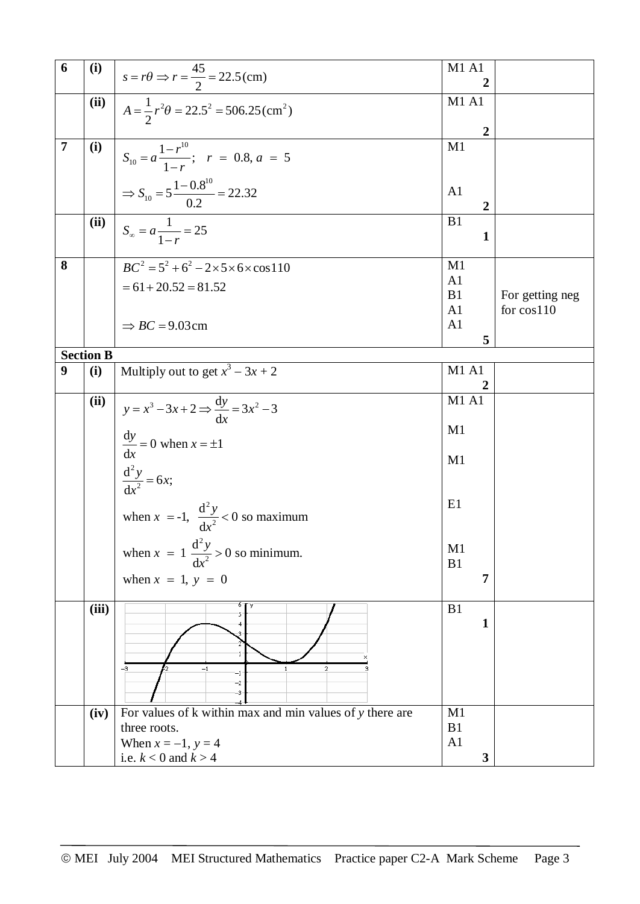| | | | | |
|---|---|---|---|---|
| **6** | **(i)** | $s = r\theta \Rightarrow r = \frac{45}{2} = 22.5(\text{cm})$ | M1 A1 **2** | |
| | **(ii)** | $A = \frac{1}{2}r^2\theta = 22.5^2 = 506.25(\text{cm}^2)$ | M1 A1 **2** | |
| **7** | **(i)** | $S_{10} = a\frac{1-r^{10}}{1-r}; \quad r = 0.8, a = 5$ <br> $\Rightarrow S_{10} = 5\frac{1-0.8^{10}}{0.2} = 22.32$ | M1 <br> A1 **2** | |
| | **(ii)** | $S_\infty = a\frac{1}{1-r} = 25$ | B1 **1** | |
| **8** | | $BC^2 = 5^2 + 6^2 - 2\times5\times6\times\cos110$ <br> $= 61 + 20.52 = 81.52$ <br> $\Rightarrow BC = 9.03\text{cm}$ | M1 <br> A1 <br> B1 <br> A1 <br> A1 **5** | For getting neg for cos110 |
| **Section B** | | | | |
| **9** | **(i)** | Multiply out to get $x^3 - 3x + 2$ | M1 A1 **2** | |
| | **(ii)** | $y = x^3 - 3x + 2 \Rightarrow \frac{dy}{dx} = 3x^2 - 3$ <br> $\frac{dy}{dx} = 0$ when $x = \pm1$ <br> $\frac{d^2y}{dx^2} = 6x;$ <br> when $x = -1$, $\frac{d^2y}{dx^2} < 0$ so maximum <br> when $x = 1$ $\frac{d^2y}{dx^2} > 0$ so minimum. <br> when $x = 1, y = 0$ | M1 A1 <br> M1 <br> M1 <br> E1 <br> M1 <br> B1 **7** | |
| | **(iii)** | [Graph of $y = x^3 - 3x + 2$] | B1 **1** | |
| | **(iv)** | For values of k within max and min values of $y$ there are three roots. <br> When $x = -1$, $y = 4$ <br> i.e. $k < 0$ and $k > 4$ | M1 <br> B1 <br> A1 **3** | |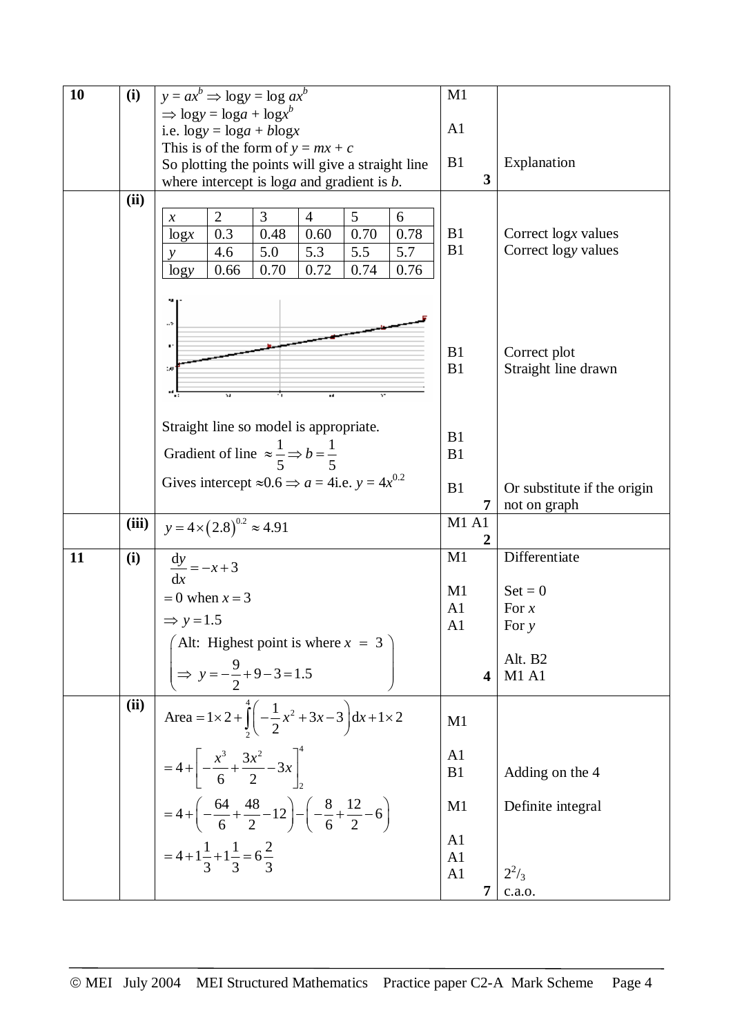| | | | | |
|---|---|---|---|---|
| 10 | (i) | $y = ax^b \Rightarrow \log y = \log ax^b$ <br> $\Rightarrow \log y = \log a + \log x^b$ <br> i.e. $\log y = \log a + b\log x$ <br> This is of the form of $y = mx + c$ <br> So plotting the points will give a straight line where intercept is $\log a$ and gradient is $b$. | M1 <br><br> A1 <br><br> B1 <br> **3** | <br><br><br><br> Explanation |
| | (ii) | (table and graph below) <br><br> Straight line so model is appropriate. <br> Gradient of line $\approx \frac{1}{5} \Rightarrow b = \frac{1}{5}$ <br> Gives intercept $\approx 0.6 \Rightarrow a = 4$ i.e. $y = 4x^{0.2}$ | B1 <br> B1 <br><br> B1 <br> B1 <br><br> B1 <br> B1 <br><br> B1 <br> **7** | Correct $\log x$ values <br> Correct $\log y$ values <br><br> Correct plot <br> Straight line drawn <br><br><br><br><br> Or substitute if the origin not on graph |
| | (iii) | $y = 4 \times (2.8)^{0.2} \approx 4.91$ | M1 A1 <br> **2** | |
| 11 | (i) | $\frac{dy}{dx} = -x + 3$ <br> $= 0$ when $x = 3$ <br> $\Rightarrow y = 1.5$ <br> (Alt: Highest point is where $x = 3$ <br> $\Rightarrow y = -\frac{9}{2} + 9 - 3 = 1.5$) | M1 <br><br> M1 <br> A1 <br> A1 <br><br><br> **4** | Differentiate <br><br> Set = 0 <br> For $x$ <br> For $y$ <br><br> Alt. B2 <br> M1 A1 |
| | (ii) | $\text{Area} = 1 \times 2 + \int_2^4 \left(-\frac{1}{2}x^2 + 3x - 3\right)dx + 1 \times 2$ <br> $= 4 + \left[-\frac{x^3}{6} + \frac{3x^2}{2} - 3x\right]_2^4$ <br> $= 4 + \left(-\frac{64}{6} + \frac{48}{2} - 12\right) - \left(-\frac{8}{6} + \frac{12}{2} - 6\right)$ <br> $= 4 + 1\frac{1}{3} + 1\frac{1}{3} = 6\frac{2}{3}$ | M1 <br><br> A1 <br> B1 <br><br> M1 <br><br> A1 <br> A1 <br> A1 <br> **7** | <br><br><br> Adding on the 4 <br><br> Definite integral <br><br><br><br> $2^2/_3$ <br> c.a.o. |

Table for 10 (ii):

| $x$ | 2 | 3 | 4 | 5 | 6 |
|---|---|---|---|---|---|
| $\log x$ | 0.3 | 0.48 | 0.60 | 0.70 | 0.78 |
| $y$ | 4.6 | 5.0 | 5.3 | 5.5 | 5.7 |
| $\log y$ | 0.66 | 0.70 | 0.72 | 0.74 | 0.76 |